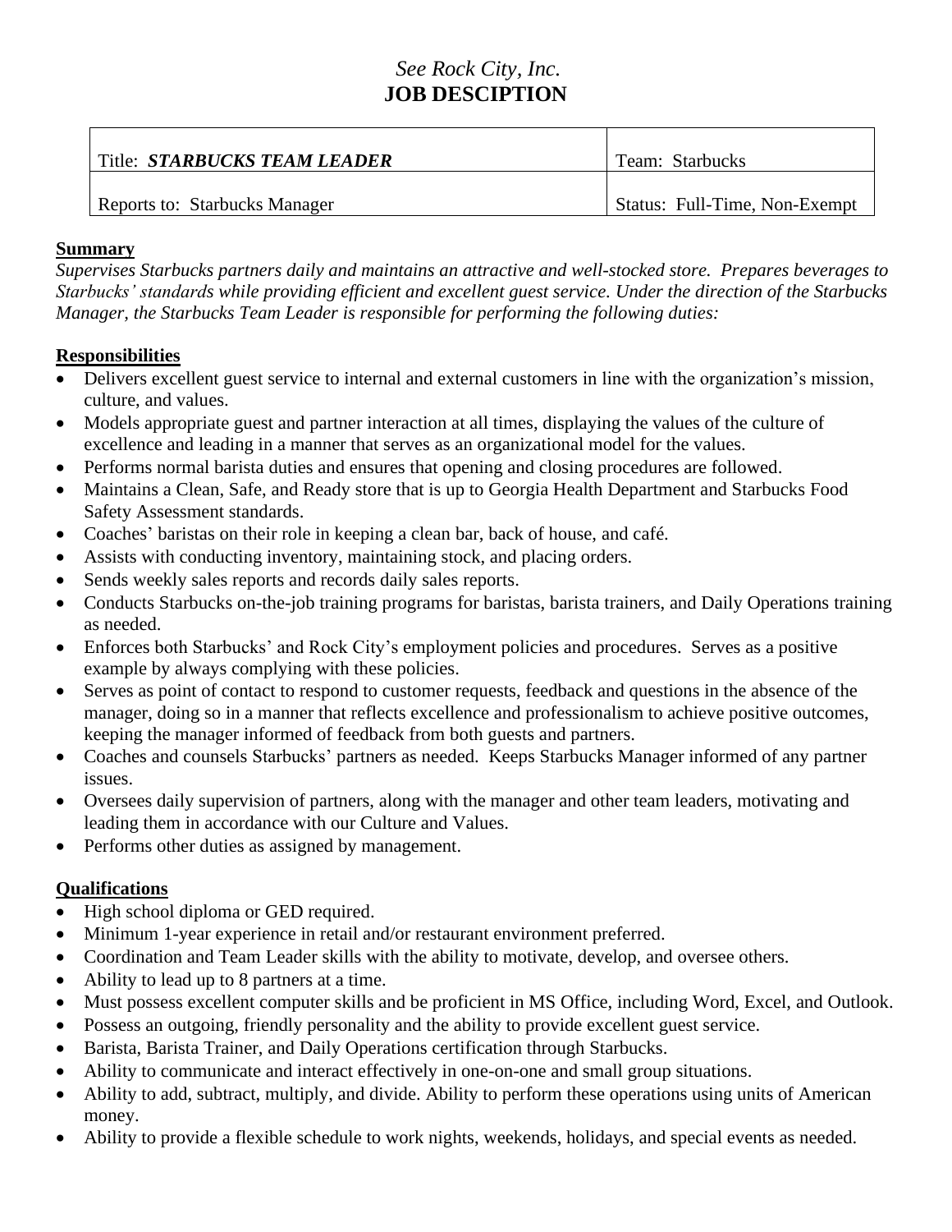*See Rock City, Inc.*
# JOB DESCIPTION

| Title: ***STARBUCKS TEAM LEADER*** | Team: Starbucks |
|---|---|
| Reports to: Starbucks Manager | Status: Full-Time, Non-Exempt |

## Summary

*Supervises Starbucks partners daily and maintains an attractive and well-stocked store. Prepares beverages to Starbucks' standards while providing efficient and excellent guest service. Under the direction of the Starbucks Manager, the Starbucks Team Leader is responsible for performing the following duties:*

## Responsibilities

- Delivers excellent guest service to internal and external customers in line with the organization's mission, culture, and values.
- Models appropriate guest and partner interaction at all times, displaying the values of the culture of excellence and leading in a manner that serves as an organizational model for the values.
- Performs normal barista duties and ensures that opening and closing procedures are followed.
- Maintains a Clean, Safe, and Ready store that is up to Georgia Health Department and Starbucks Food Safety Assessment standards.
- Coaches' baristas on their role in keeping a clean bar, back of house, and café.
- Assists with conducting inventory, maintaining stock, and placing orders.
- Sends weekly sales reports and records daily sales reports.
- Conducts Starbucks on-the-job training programs for baristas, barista trainers, and Daily Operations training as needed.
- Enforces both Starbucks' and Rock City's employment policies and procedures. Serves as a positive example by always complying with these policies.
- Serves as point of contact to respond to customer requests, feedback and questions in the absence of the manager, doing so in a manner that reflects excellence and professionalism to achieve positive outcomes, keeping the manager informed of feedback from both guests and partners.
- Coaches and counsels Starbucks' partners as needed. Keeps Starbucks Manager informed of any partner issues.
- Oversees daily supervision of partners, along with the manager and other team leaders, motivating and leading them in accordance with our Culture and Values.
- Performs other duties as assigned by management.

## Qualifications

- High school diploma or GED required.
- Minimum 1-year experience in retail and/or restaurant environment preferred.
- Coordination and Team Leader skills with the ability to motivate, develop, and oversee others.
- Ability to lead up to 8 partners at a time.
- Must possess excellent computer skills and be proficient in MS Office, including Word, Excel, and Outlook.
- Possess an outgoing, friendly personality and the ability to provide excellent guest service.
- Barista, Barista Trainer, and Daily Operations certification through Starbucks.
- Ability to communicate and interact effectively in one-on-one and small group situations.
- Ability to add, subtract, multiply, and divide. Ability to perform these operations using units of American money.
- Ability to provide a flexible schedule to work nights, weekends, holidays, and special events as needed.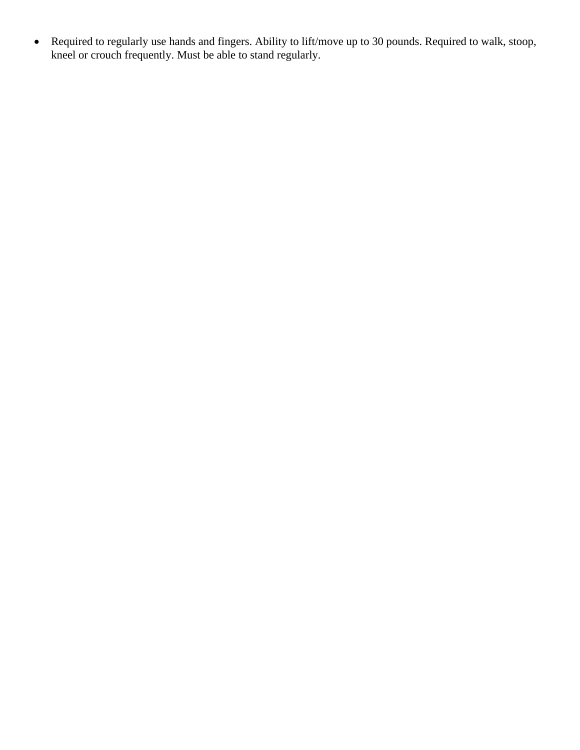- Required to regularly use hands and fingers. Ability to lift/move up to 30 pounds. Required to walk, stoop, kneel or crouch frequently. Must be able to stand regularly.